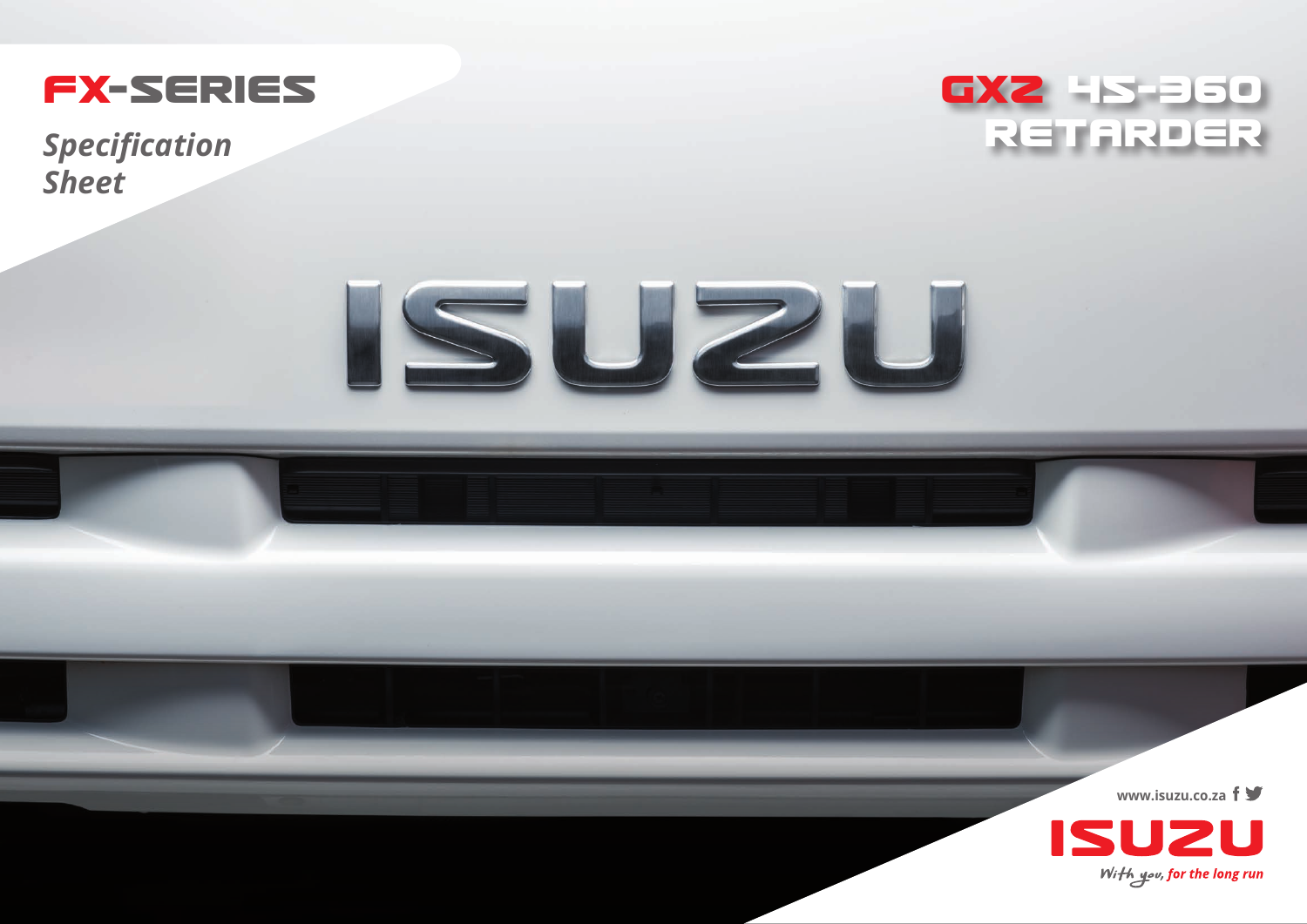# FX-SERIES

*Specification Sheet*

# GXZ 45-360 RETARDER

www.isuzu.co.za

ISUZU

*With you, for the long run*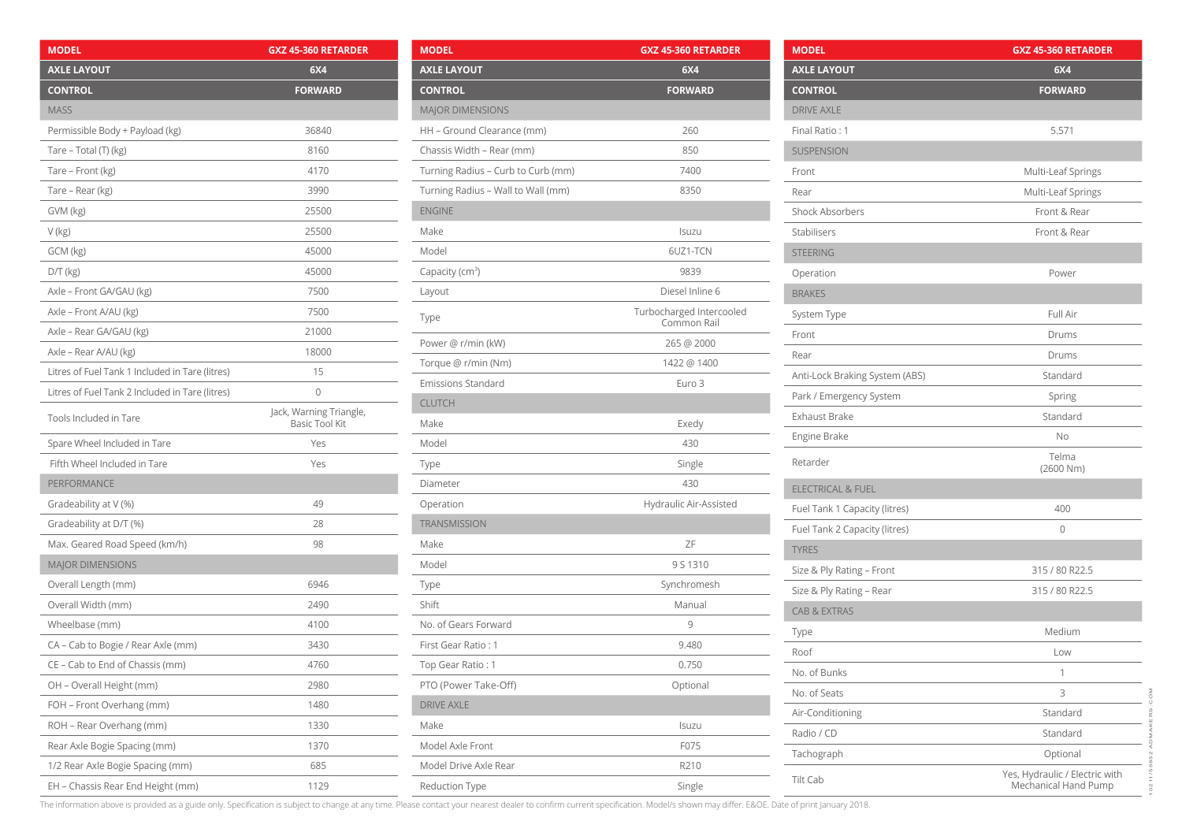| MODEL | GXZ 45-360 RETARDER |
|---|---|
| **AXLE LAYOUT** | **6X4** |
| **CONTROL** | **FORWARD** |
| MASS | |
| Permissible Body + Payload (kg) | 36840 |
| Tare – Total (T) (kg) | 8160 |
| Tare – Front (kg) | 4170 |
| Tare – Rear (kg) | 3990 |
| GVM (kg) | 25500 |
| V (kg) | 25500 |
| GCM (kg) | 45000 |
| D/T (kg) | 45000 |
| Axle – Front GA/GAU (kg) | 7500 |
| Axle – Front A/AU (kg) | 7500 |
| Axle – Rear GA/GAU (kg) | 21000 |
| Axle – Rear A/AU (kg) | 18000 |
| Litres of Fuel Tank 1 Included in Tare (litres) | 15 |
| Litres of Fuel Tank 2 Included in Tare (litres) | 0 |
| Tools Included in Tare | Jack, Warning Triangle, Basic Tool Kit |
| Spare Wheel Included in Tare | Yes |
| Fifth Wheel Included in Tare | Yes |
| PERFORMANCE | |
| Gradeability at V (%) | 49 |
| Gradeability at D/T (%) | 28 |
| Max. Geared Road Speed (km/h) | 98 |
| MAJOR DIMENSIONS | |
| Overall Length (mm) | 6946 |
| Overall Width (mm) | 2490 |
| Wheelbase (mm) | 4100 |
| CA – Cab to Bogie / Rear Axle (mm) | 3430 |
| CE – Cab to End of Chassis (mm) | 4760 |
| OH – Overall Height (mm) | 2980 |
| FOH – Front Overhang (mm) | 1480 |
| ROH – Rear Overhang (mm) | 1330 |
| Rear Axle Bogie Spacing (mm) | 1370 |
| 1/2 Rear Axle Bogie Spacing (mm) | 685 |
| EH – Chassis Rear End Height (mm) | 1129 |

| MODEL | GXZ 45-360 RETARDER |
|---|---|
| **AXLE LAYOUT** | **6X4** |
| **CONTROL** | **FORWARD** |
| MAJOR DIMENSIONS | |
| HH – Ground Clearance (mm) | 260 |
| Chassis Width – Rear (mm) | 850 |
| Turning Radius – Curb to Curb (mm) | 7400 |
| Turning Radius – Wall to Wall (mm) | 8350 |
| ENGINE | |
| Make | Isuzu |
| Model | 6UZ1-TCN |
| Capacity (cm³) | 9839 |
| Layout | Diesel Inline 6 |
| Type | Turbocharged Intercooled Common Rail |
| Power @ r/min (kW) | 265 @ 2000 |
| Torque @ r/min (Nm) | 1422 @ 1400 |
| Emissions Standard | Euro 3 |
| CLUTCH | |
| Make | Exedy |
| Model | 430 |
| Type | Single |
| Diameter | 430 |
| Operation | Hydraulic Air-Assisted |
| TRANSMISSION | |
| Make | ZF |
| Model | 9 S 1310 |
| Type | Synchromesh |
| Shift | Manual |
| No. of Gears Forward | 9 |
| First Gear Ratio : 1 | 9.480 |
| Top Gear Ratio : 1 | 0.750 |
| PTO (Power Take-Off) | Optional |
| DRIVE AXLE | |
| Make | Isuzu |
| Model Axle Front | F075 |
| Model Drive Axle Rear | R210 |
| Reduction Type | Single |

| MODEL | GXZ 45-360 RETARDER |
|---|---|
| **AXLE LAYOUT** | **6X4** |
| **CONTROL** | **FORWARD** |
| DRIVE AXLE | |
| Final Ratio : 1 | 5.571 |
| SUSPENSION | |
| Front | Multi-Leaf Springs |
| Rear | Multi-Leaf Springs |
| Shock Absorbers | Front & Rear |
| Stabilisers | Front & Rear |
| STEERING | |
| Operation | Power |
| BRAKES | |
| System Type | Full Air |
| Front | Drums |
| Rear | Drums |
| Anti-Lock Braking System (ABS) | Standard |
| Park / Emergency System | Spring |
| Exhaust Brake | Standard |
| Engine Brake | No |
| Retarder | Telma (2600 Nm) |
| ELECTRICAL & FUEL | |
| Fuel Tank 1 Capacity (litres) | 400 |
| Fuel Tank 2 Capacity (litres) | 0 |
| TYRES | |
| Size & Ply Rating – Front | 315 / 80 R22.5 |
| Size & Ply Rating – Rear | 315 / 80 R22.5 |
| CAB & EXTRAS | |
| Type | Medium |
| Roof | Low |
| No. of Bunks | 1 |
| No. of Seats | 3 |
| Air-Conditioning | Standard |
| Radio / CD | Standard |
| Tachograph | Optional |
| Tilt Cab | Yes, Hydraulic / Electric with Mechanical Hand Pump |

The information above is provided as a guide only. Specification is subject to change at any time. Please contact your nearest dealer to confirm current specification. Model/s shown may differ. E&OE. Date of print January 2018.